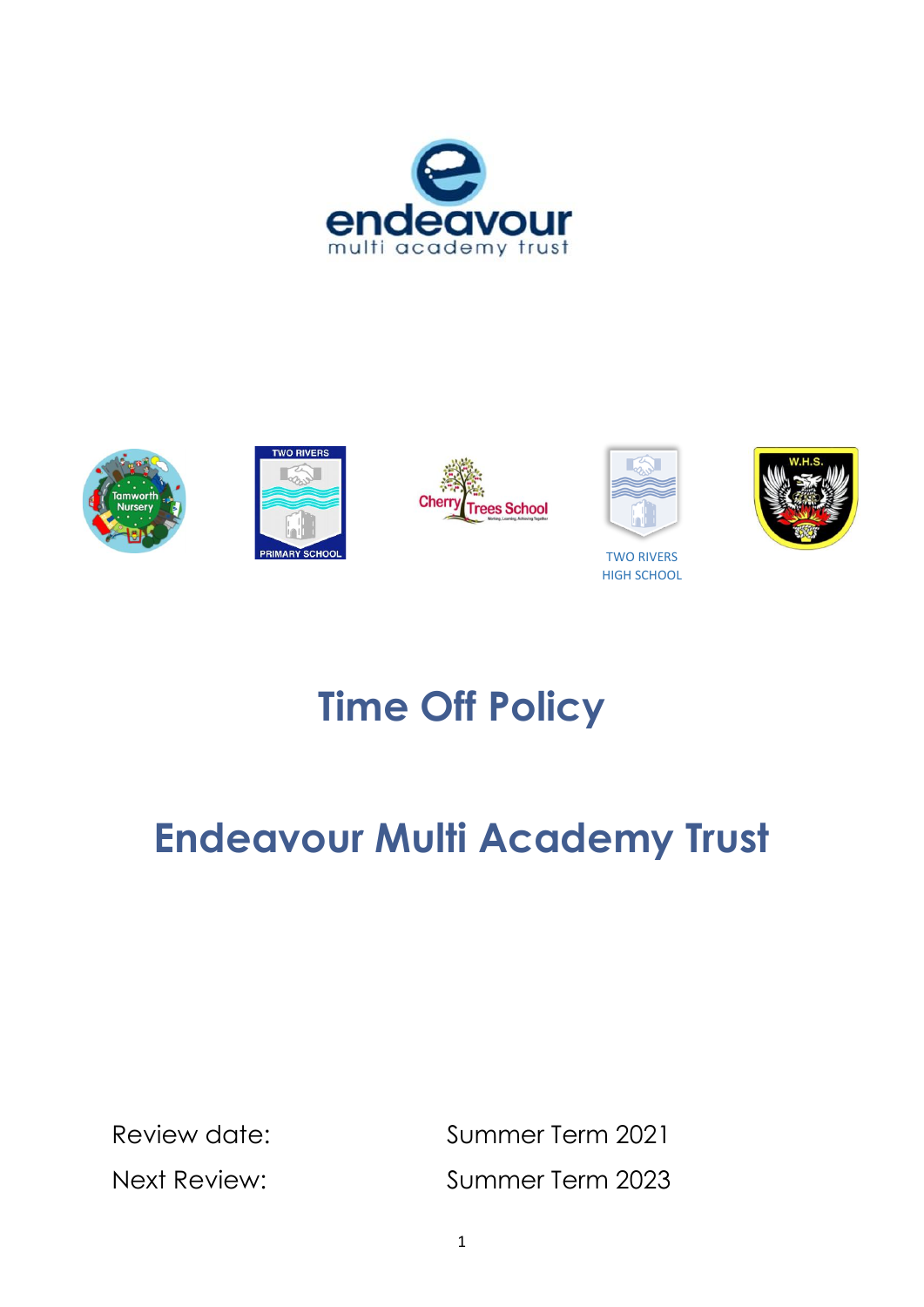# Time Off Policy

# Endeavour Multi Academy Trust

| Review date: | Summer Term 2021 |
|---|---|
| Next Review: | Summer Term 2023 |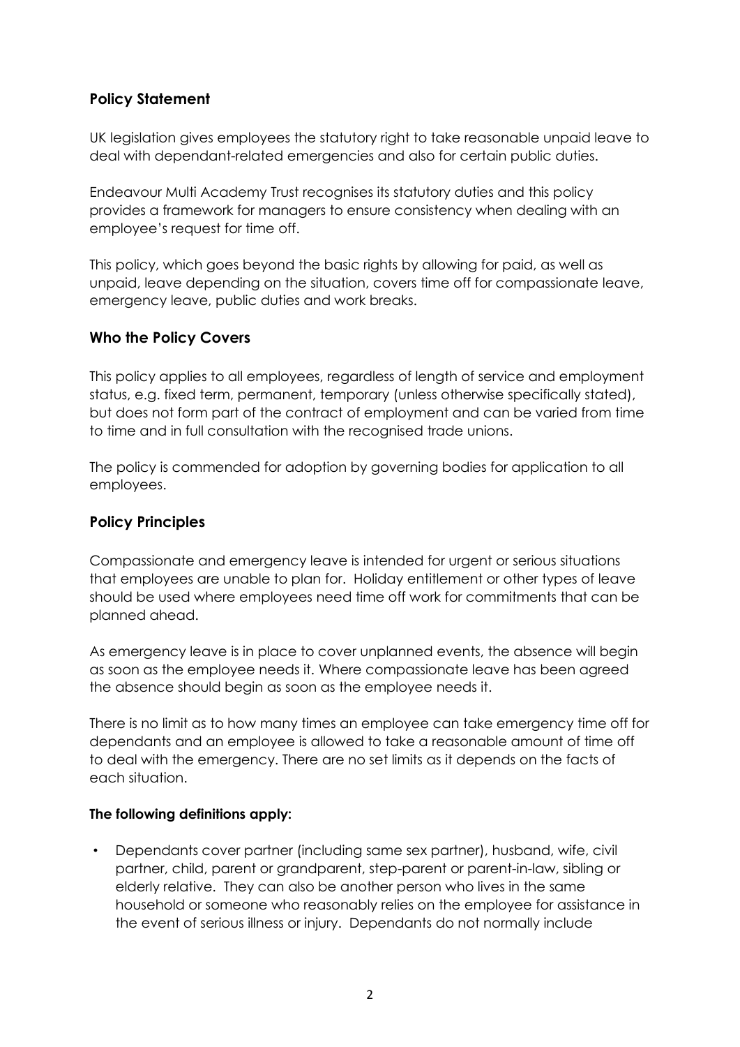## Policy Statement

UK legislation gives employees the statutory right to take reasonable unpaid leave to deal with dependant-related emergencies and also for certain public duties.

Endeavour Multi Academy Trust recognises its statutory duties and this policy provides a framework for managers to ensure consistency when dealing with an employee's request for time off.

This policy, which goes beyond the basic rights by allowing for paid, as well as unpaid, leave depending on the situation, covers time off for compassionate leave, emergency leave, public duties and work breaks.

## Who the Policy Covers

This policy applies to all employees, regardless of length of service and employment status, e.g. fixed term, permanent, temporary (unless otherwise specifically stated), but does not form part of the contract of employment and can be varied from time to time and in full consultation with the recognised trade unions.

The policy is commended for adoption by governing bodies for application to all employees.

## Policy Principles

Compassionate and emergency leave is intended for urgent or serious situations that employees are unable to plan for. Holiday entitlement or other types of leave should be used where employees need time off work for commitments that can be planned ahead.

As emergency leave is in place to cover unplanned events, the absence will begin as soon as the employee needs it. Where compassionate leave has been agreed the absence should begin as soon as the employee needs it.

There is no limit as to how many times an employee can take emergency time off for dependants and an employee is allowed to take a reasonable amount of time off to deal with the emergency. There are no set limits as it depends on the facts of each situation.

**The following definitions apply:**

- Dependants cover partner (including same sex partner), husband, wife, civil partner, child, parent or grandparent, step-parent or parent-in-law, sibling or elderly relative. They can also be another person who lives in the same household or someone who reasonably relies on the employee for assistance in the event of serious illness or injury. Dependants do not normally include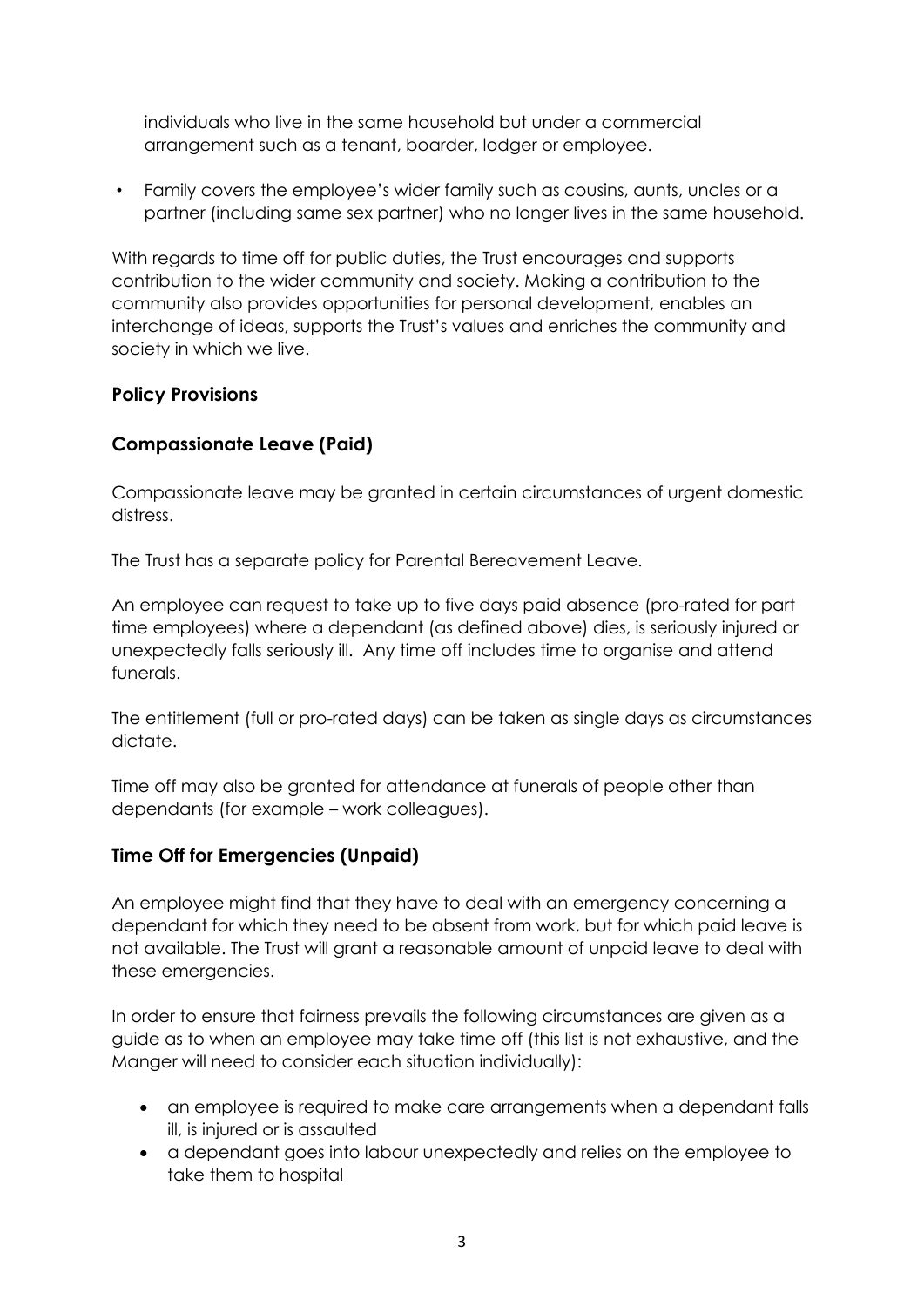individuals who live in the same household but under a commercial arrangement such as a tenant, boarder, lodger or employee.

- Family covers the employee's wider family such as cousins, aunts, uncles or a partner (including same sex partner) who no longer lives in the same household.

With regards to time off for public duties, the Trust encourages and supports contribution to the wider community and society. Making a contribution to the community also provides opportunities for personal development, enables an interchange of ideas, supports the Trust's values and enriches the community and society in which we live.

## Policy Provisions

## Compassionate Leave (Paid)

Compassionate leave may be granted in certain circumstances of urgent domestic distress.

The Trust has a separate policy for Parental Bereavement Leave.

An employee can request to take up to five days paid absence (pro-rated for part time employees) where a dependant (as defined above) dies, is seriously injured or unexpectedly falls seriously ill. Any time off includes time to organise and attend funerals.

The entitlement (full or pro-rated days) can be taken as single days as circumstances dictate.

Time off may also be granted for attendance at funerals of people other than dependants (for example – work colleagues).

## Time Off for Emergencies (Unpaid)

An employee might find that they have to deal with an emergency concerning a dependant for which they need to be absent from work, but for which paid leave is not available. The Trust will grant a reasonable amount of unpaid leave to deal with these emergencies.

In order to ensure that fairness prevails the following circumstances are given as a guide as to when an employee may take time off (this list is not exhaustive, and the Manger will need to consider each situation individually):

- an employee is required to make care arrangements when a dependant falls ill, is injured or is assaulted
- a dependant goes into labour unexpectedly and relies on the employee to take them to hospital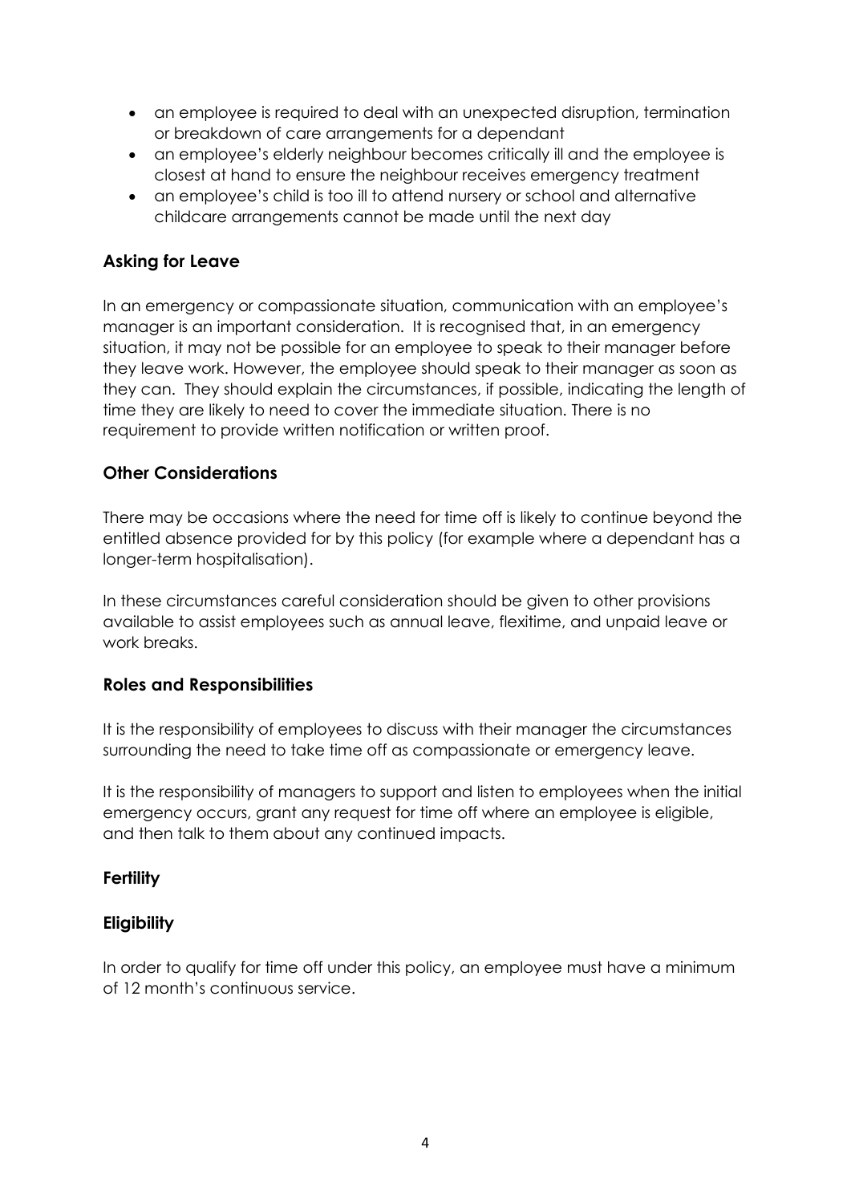- an employee is required to deal with an unexpected disruption, termination or breakdown of care arrangements for a dependant
- an employee's elderly neighbour becomes critically ill and the employee is closest at hand to ensure the neighbour receives emergency treatment
- an employee's child is too ill to attend nursery or school and alternative childcare arrangements cannot be made until the next day

## Asking for Leave

In an emergency or compassionate situation, communication with an employee's manager is an important consideration. It is recognised that, in an emergency situation, it may not be possible for an employee to speak to their manager before they leave work. However, the employee should speak to their manager as soon as they can. They should explain the circumstances, if possible, indicating the length of time they are likely to need to cover the immediate situation. There is no requirement to provide written notification or written proof.

## Other Considerations

There may be occasions where the need for time off is likely to continue beyond the entitled absence provided for by this policy (for example where a dependant has a longer-term hospitalisation).

In these circumstances careful consideration should be given to other provisions available to assist employees such as annual leave, flexitime, and unpaid leave or work breaks.

## Roles and Responsibilities

It is the responsibility of employees to discuss with their manager the circumstances surrounding the need to take time off as compassionate or emergency leave.

It is the responsibility of managers to support and listen to employees when the initial emergency occurs, grant any request for time off where an employee is eligible, and then talk to them about any continued impacts.

## Fertility

## Eligibility

In order to qualify for time off under this policy, an employee must have a minimum of 12 month's continuous service.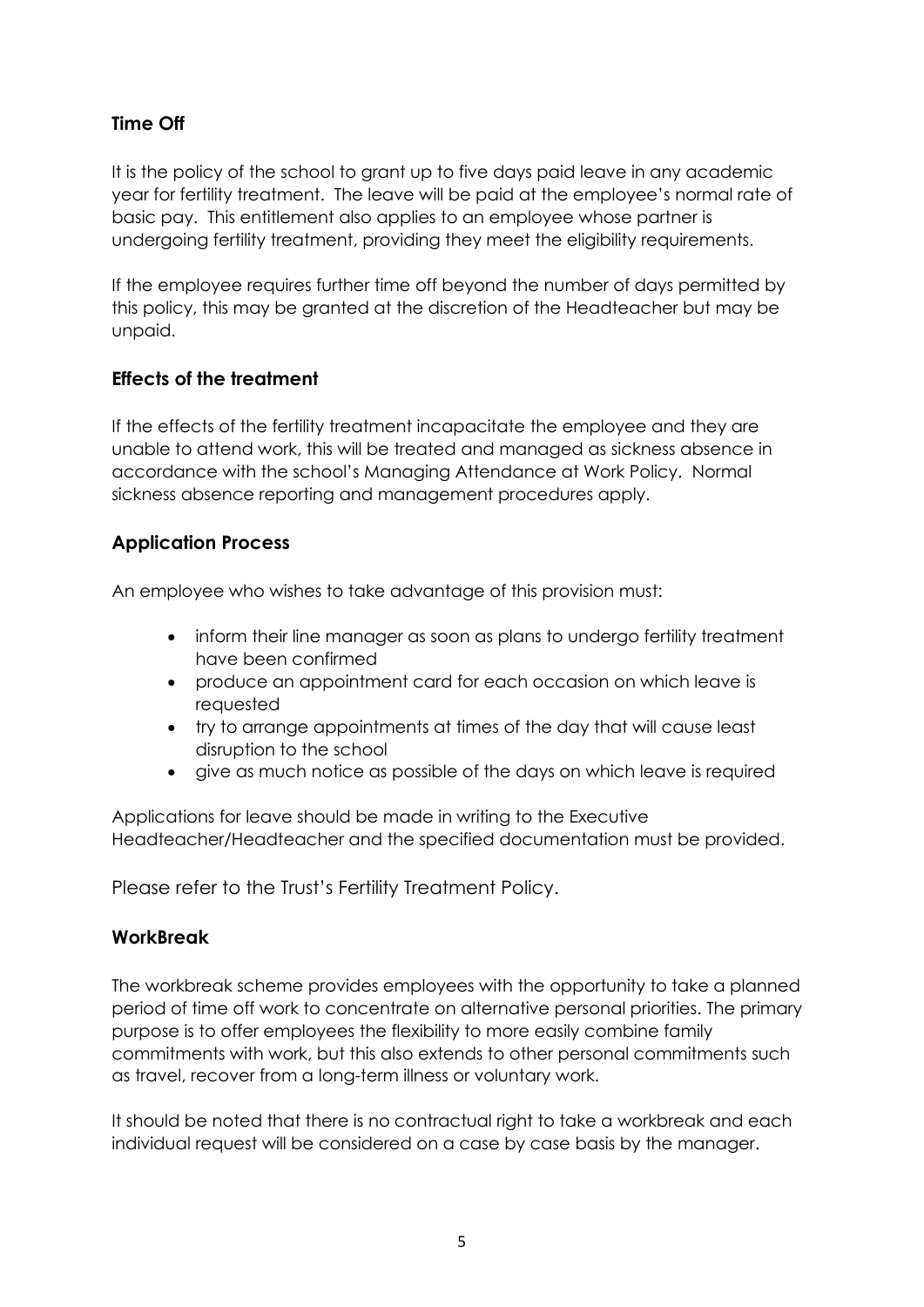### Time Off

It is the policy of the school to grant up to five days paid leave in any academic year for fertility treatment. The leave will be paid at the employee's normal rate of basic pay. This entitlement also applies to an employee whose partner is undergoing fertility treatment, providing they meet the eligibility requirements.

If the employee requires further time off beyond the number of days permitted by this policy, this may be granted at the discretion of the Headteacher but may be unpaid.

### Effects of the treatment

If the effects of the fertility treatment incapacitate the employee and they are unable to attend work, this will be treated and managed as sickness absence in accordance with the school's Managing Attendance at Work Policy. Normal sickness absence reporting and management procedures apply.

### Application Process

An employee who wishes to take advantage of this provision must:

- inform their line manager as soon as plans to undergo fertility treatment have been confirmed
- produce an appointment card for each occasion on which leave is requested
- try to arrange appointments at times of the day that will cause least disruption to the school
- give as much notice as possible of the days on which leave is required

Applications for leave should be made in writing to the Executive Headteacher/Headteacher and the specified documentation must be provided.

Please refer to the Trust's Fertility Treatment Policy.

### WorkBreak

The workbreak scheme provides employees with the opportunity to take a planned period of time off work to concentrate on alternative personal priorities. The primary purpose is to offer employees the flexibility to more easily combine family commitments with work, but this also extends to other personal commitments such as travel, recover from a long-term illness or voluntary work.

It should be noted that there is no contractual right to take a workbreak and each individual request will be considered on a case by case basis by the manager.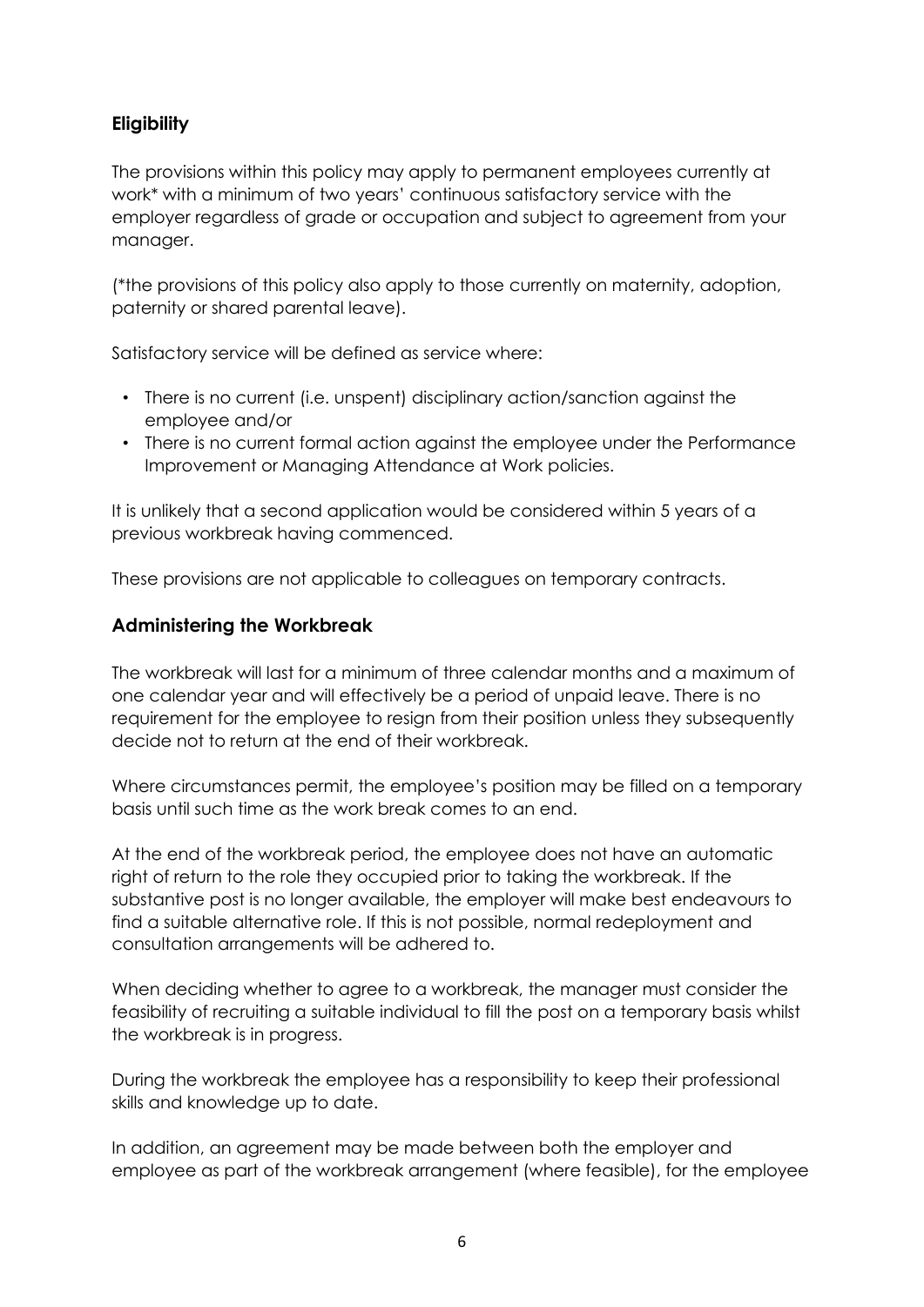### **Eligibility**

The provisions within this policy may apply to permanent employees currently at work* with a minimum of two years' continuous satisfactory service with the employer regardless of grade or occupation and subject to agreement from your manager.

(*the provisions of this policy also apply to those currently on maternity, adoption, paternity or shared parental leave).

Satisfactory service will be defined as service where:

- There is no current (i.e. unspent) disciplinary action/sanction against the employee and/or
- There is no current formal action against the employee under the Performance Improvement or Managing Attendance at Work policies.

It is unlikely that a second application would be considered within 5 years of a previous workbreak having commenced.

These provisions are not applicable to colleagues on temporary contracts.

### **Administering the Workbreak**

The workbreak will last for a minimum of three calendar months and a maximum of one calendar year and will effectively be a period of unpaid leave. There is no requirement for the employee to resign from their position unless they subsequently decide not to return at the end of their workbreak.

Where circumstances permit, the employee's position may be filled on a temporary basis until such time as the work break comes to an end.

At the end of the workbreak period, the employee does not have an automatic right of return to the role they occupied prior to taking the workbreak. If the substantive post is no longer available, the employer will make best endeavours to find a suitable alternative role. If this is not possible, normal redeployment and consultation arrangements will be adhered to.

When deciding whether to agree to a workbreak, the manager must consider the feasibility of recruiting a suitable individual to fill the post on a temporary basis whilst the workbreak is in progress.

During the workbreak the employee has a responsibility to keep their professional skills and knowledge up to date.

In addition, an agreement may be made between both the employer and employee as part of the workbreak arrangement (where feasible), for the employee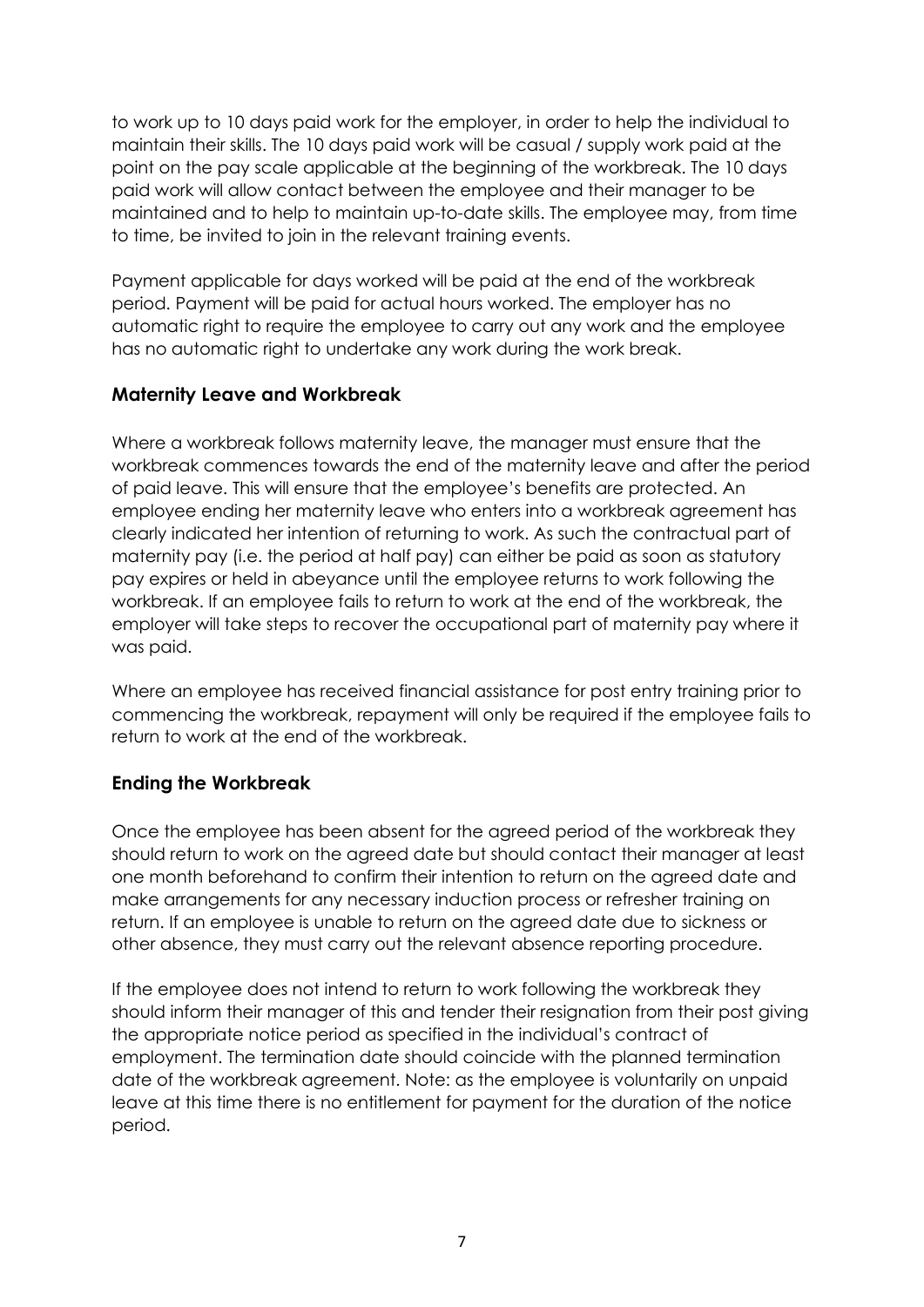to work up to 10 days paid work for the employer, in order to help the individual to maintain their skills. The 10 days paid work will be casual / supply work paid at the point on the pay scale applicable at the beginning of the workbreak. The 10 days paid work will allow contact between the employee and their manager to be maintained and to help to maintain up-to-date skills. The employee may, from time to time, be invited to join in the relevant training events.

Payment applicable for days worked will be paid at the end of the workbreak period. Payment will be paid for actual hours worked. The employer has no automatic right to require the employee to carry out any work and the employee has no automatic right to undertake any work during the work break.

### Maternity Leave and Workbreak

Where a workbreak follows maternity leave, the manager must ensure that the workbreak commences towards the end of the maternity leave and after the period of paid leave. This will ensure that the employee's benefits are protected. An employee ending her maternity leave who enters into a workbreak agreement has clearly indicated her intention of returning to work. As such the contractual part of maternity pay (i.e. the period at half pay) can either be paid as soon as statutory pay expires or held in abeyance until the employee returns to work following the workbreak. If an employee fails to return to work at the end of the workbreak, the employer will take steps to recover the occupational part of maternity pay where it was paid.

Where an employee has received financial assistance for post entry training prior to commencing the workbreak, repayment will only be required if the employee fails to return to work at the end of the workbreak.

### Ending the Workbreak

Once the employee has been absent for the agreed period of the workbreak they should return to work on the agreed date but should contact their manager at least one month beforehand to confirm their intention to return on the agreed date and make arrangements for any necessary induction process or refresher training on return. If an employee is unable to return on the agreed date due to sickness or other absence, they must carry out the relevant absence reporting procedure.

If the employee does not intend to return to work following the workbreak they should inform their manager of this and tender their resignation from their post giving the appropriate notice period as specified in the individual's contract of employment. The termination date should coincide with the planned termination date of the workbreak agreement. Note: as the employee is voluntarily on unpaid leave at this time there is no entitlement for payment for the duration of the notice period.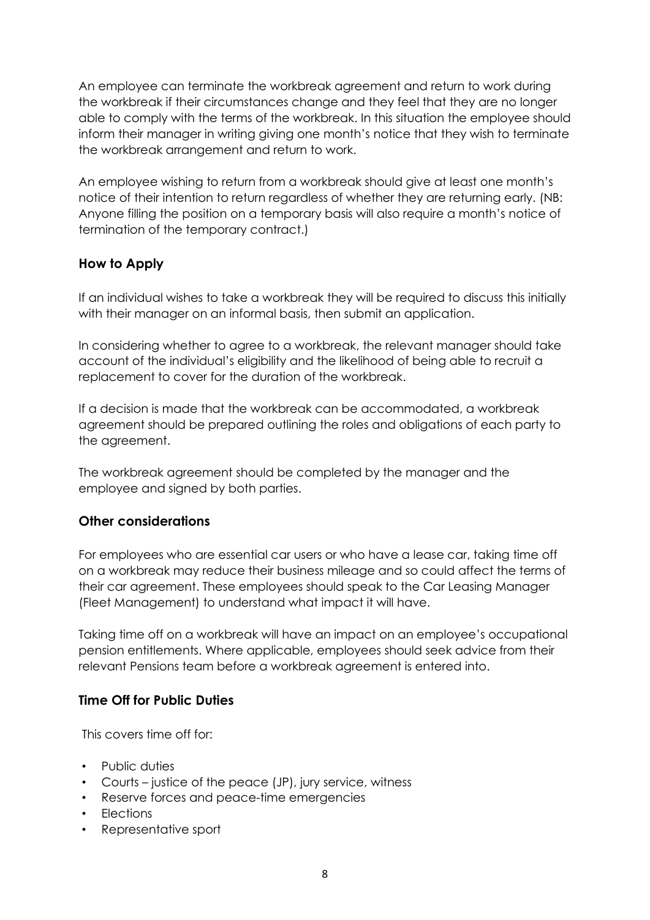An employee can terminate the workbreak agreement and return to work during the workbreak if their circumstances change and they feel that they are no longer able to comply with the terms of the workbreak. In this situation the employee should inform their manager in writing giving one month's notice that they wish to terminate the workbreak arrangement and return to work.

An employee wishing to return from a workbreak should give at least one month's notice of their intention to return regardless of whether they are returning early. (NB: Anyone filling the position on a temporary basis will also require a month's notice of termination of the temporary contract.)

### How to Apply

If an individual wishes to take a workbreak they will be required to discuss this initially with their manager on an informal basis, then submit an application.

In considering whether to agree to a workbreak, the relevant manager should take account of the individual's eligibility and the likelihood of being able to recruit a replacement to cover for the duration of the workbreak.

If a decision is made that the workbreak can be accommodated, a workbreak agreement should be prepared outlining the roles and obligations of each party to the agreement.

The workbreak agreement should be completed by the manager and the employee and signed by both parties.

### Other considerations

For employees who are essential car users or who have a lease car, taking time off on a workbreak may reduce their business mileage and so could affect the terms of their car agreement. These employees should speak to the Car Leasing Manager (Fleet Management) to understand what impact it will have.

Taking time off on a workbreak will have an impact on an employee's occupational pension entitlements. Where applicable, employees should seek advice from their relevant Pensions team before a workbreak agreement is entered into.

### Time Off for Public Duties

This covers time off for:

- Public duties
- Courts – justice of the peace (JP), jury service, witness
- Reserve forces and peace-time emergencies
- Elections
- Representative sport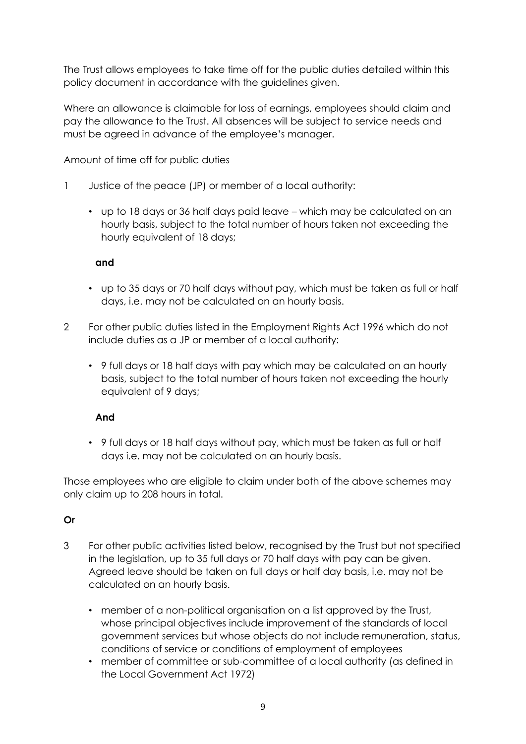The Trust allows employees to take time off for the public duties detailed within this policy document in accordance with the guidelines given.

Where an allowance is claimable for loss of earnings, employees should claim and pay the allowance to the Trust. All absences will be subject to service needs and must be agreed in advance of the employee's manager.

Amount of time off for public duties

1. Justice of the peace (JP) or member of a local authority:

   - up to 18 days or 36 half days paid leave – which may be calculated on an hourly basis, subject to the total number of hours taken not exceeding the hourly equivalent of 18 days;

   **and**

   - up to 35 days or 70 half days without pay, which must be taken as full or half days, i.e. may not be calculated on an hourly basis.

2. For other public duties listed in the Employment Rights Act 1996 which do not include duties as a JP or member of a local authority:

   - 9 full days or 18 half days with pay which may be calculated on an hourly basis, subject to the total number of hours taken not exceeding the hourly equivalent of 9 days;

   **And**

   - 9 full days or 18 half days without pay, which must be taken as full or half days i.e. may not be calculated on an hourly basis.

Those employees who are eligible to claim under both of the above schemes may only claim up to 208 hours in total.

**Or**

3. For other public activities listed below, recognised by the Trust but not specified in the legislation, up to 35 full days or 70 half days with pay can be given. Agreed leave should be taken on full days or half day basis, i.e. may not be calculated on an hourly basis.

   - member of a non-political organisation on a list approved by the Trust, whose principal objectives include improvement of the standards of local government services but whose objects do not include remuneration, status, conditions of service or conditions of employment of employees
   - member of committee or sub-committee of a local authority (as defined in the Local Government Act 1972)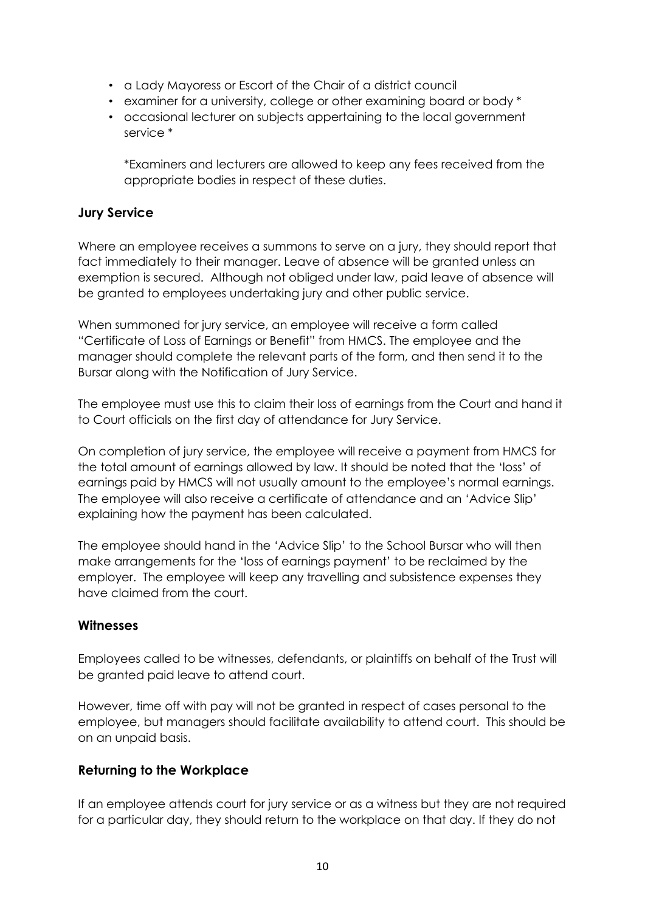- a Lady Mayoress or Escort of the Chair of a district council
- examiner for a university, college or other examining board or body *
- occasional lecturer on subjects appertaining to the local government service *

  *Examiners and lecturers are allowed to keep any fees received from the appropriate bodies in respect of these duties.

### Jury Service

Where an employee receives a summons to serve on a jury, they should report that fact immediately to their manager. Leave of absence will be granted unless an exemption is secured. Although not obliged under law, paid leave of absence will be granted to employees undertaking jury and other public service.

When summoned for jury service, an employee will receive a form called "Certificate of Loss of Earnings or Benefit" from HMCS. The employee and the manager should complete the relevant parts of the form, and then send it to the Bursar along with the Notification of Jury Service.

The employee must use this to claim their loss of earnings from the Court and hand it to Court officials on the first day of attendance for Jury Service.

On completion of jury service, the employee will receive a payment from HMCS for the total amount of earnings allowed by law. It should be noted that the 'loss' of earnings paid by HMCS will not usually amount to the employee's normal earnings. The employee will also receive a certificate of attendance and an 'Advice Slip' explaining how the payment has been calculated.

The employee should hand in the 'Advice Slip' to the School Bursar who will then make arrangements for the 'loss of earnings payment' to be reclaimed by the employer. The employee will keep any travelling and subsistence expenses they have claimed from the court.

### Witnesses

Employees called to be witnesses, defendants, or plaintiffs on behalf of the Trust will be granted paid leave to attend court.

However, time off with pay will not be granted in respect of cases personal to the employee, but managers should facilitate availability to attend court. This should be on an unpaid basis.

### Returning to the Workplace

If an employee attends court for jury service or as a witness but they are not required for a particular day, they should return to the workplace on that day. If they do not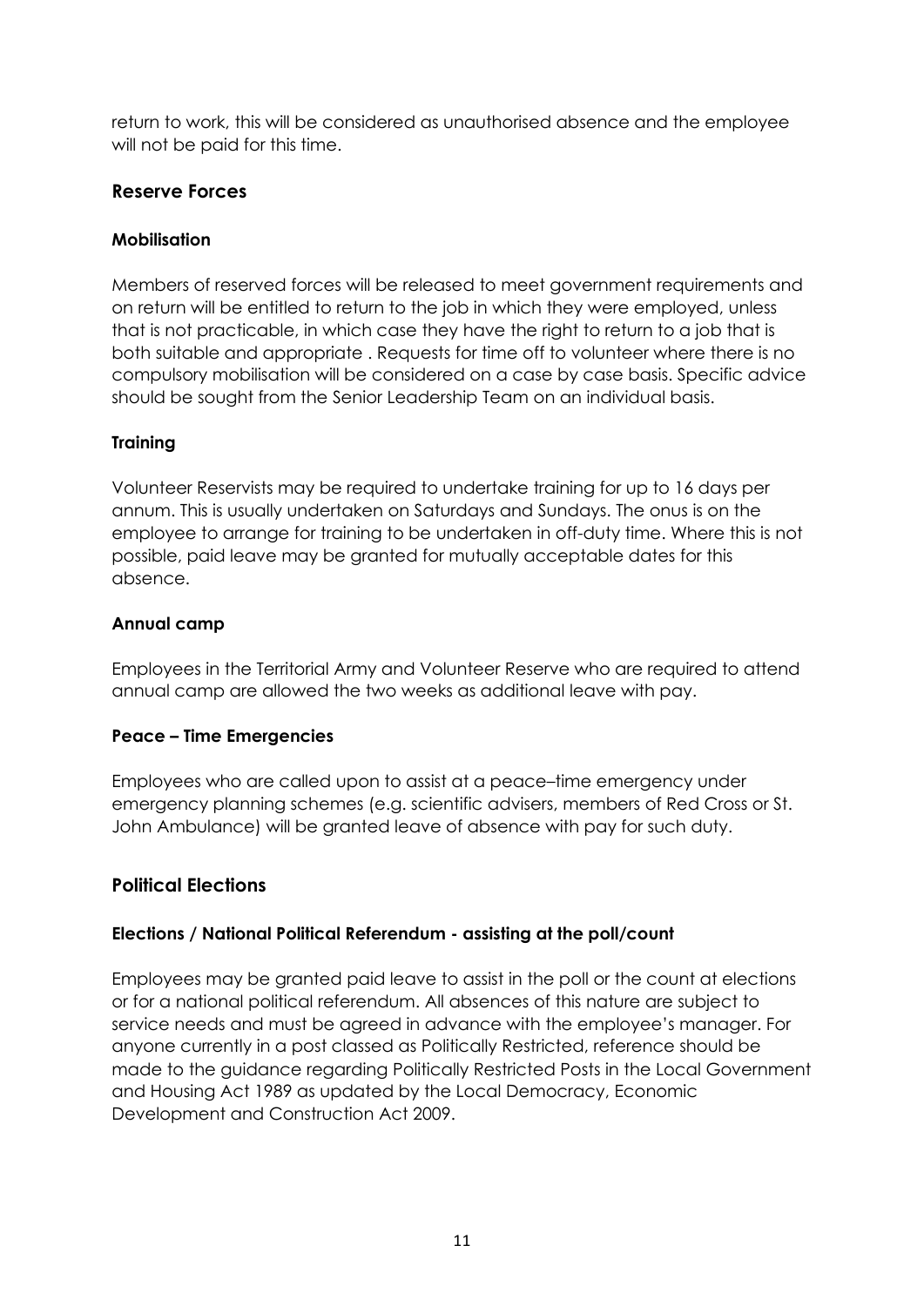return to work, this will be considered as unauthorised absence and the employee will not be paid for this time.

## Reserve Forces

### Mobilisation

Members of reserved forces will be released to meet government requirements and on return will be entitled to return to the job in which they were employed, unless that is not practicable, in which case they have the right to return to a job that is both suitable and appropriate . Requests for time off to volunteer where there is no compulsory mobilisation will be considered on a case by case basis. Specific advice should be sought from the Senior Leadership Team on an individual basis.

### Training

Volunteer Reservists may be required to undertake training for up to 16 days per annum. This is usually undertaken on Saturdays and Sundays. The onus is on the employee to arrange for training to be undertaken in off-duty time. Where this is not possible, paid leave may be granted for mutually acceptable dates for this absence.

### Annual camp

Employees in the Territorial Army and Volunteer Reserve who are required to attend annual camp are allowed the two weeks as additional leave with pay.

### Peace – Time Emergencies

Employees who are called upon to assist at a peace–time emergency under emergency planning schemes (e.g. scientific advisers, members of Red Cross or St. John Ambulance) will be granted leave of absence with pay for such duty.

## Political Elections

### Elections / National Political Referendum - assisting at the poll/count

Employees may be granted paid leave to assist in the poll or the count at elections or for a national political referendum. All absences of this nature are subject to service needs and must be agreed in advance with the employee's manager. For anyone currently in a post classed as Politically Restricted, reference should be made to the guidance regarding Politically Restricted Posts in the Local Government and Housing Act 1989 as updated by the Local Democracy, Economic Development and Construction Act 2009.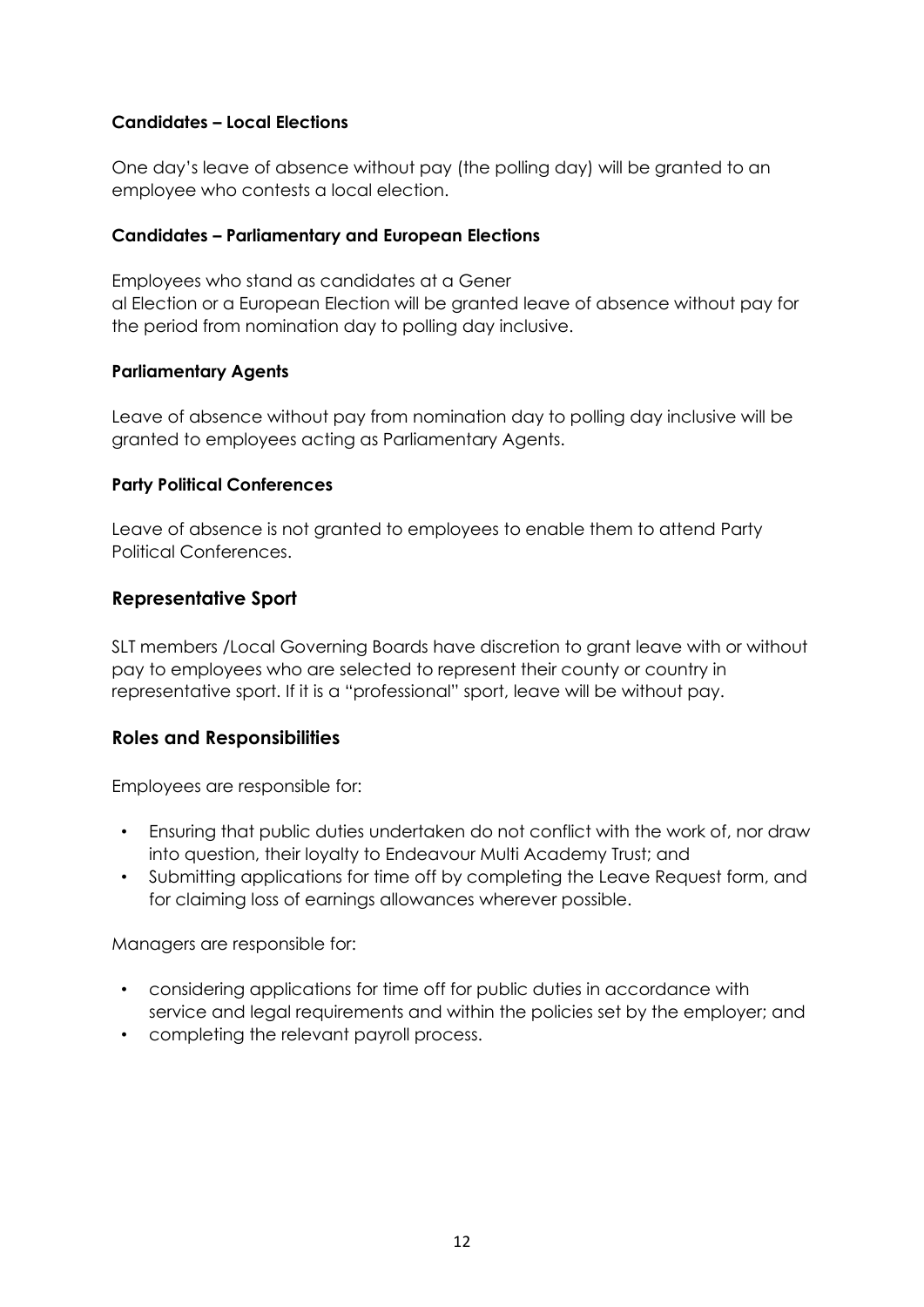### Candidates – Local Elections

One day's leave of absence without pay (the polling day) will be granted to an employee who contests a local election.

### Candidates – Parliamentary and European Elections

Employees who stand as candidates at a General Election or a European Election will be granted leave of absence without pay for the period from nomination day to polling day inclusive.

### Parliamentary Agents

Leave of absence without pay from nomination day to polling day inclusive will be granted to employees acting as Parliamentary Agents.

### Party Political Conferences

Leave of absence is not granted to employees to enable them to attend Party Political Conferences.

## Representative Sport

SLT members /Local Governing Boards have discretion to grant leave with or without pay to employees who are selected to represent their county or country in representative sport. If it is a "professional" sport, leave will be without pay.

## Roles and Responsibilities

Employees are responsible for:

- Ensuring that public duties undertaken do not conflict with the work of, nor draw into question, their loyalty to Endeavour Multi Academy Trust; and
- Submitting applications for time off by completing the Leave Request form, and for claiming loss of earnings allowances wherever possible.

Managers are responsible for:

- considering applications for time off for public duties in accordance with service and legal requirements and within the policies set by the employer; and
- completing the relevant payroll process.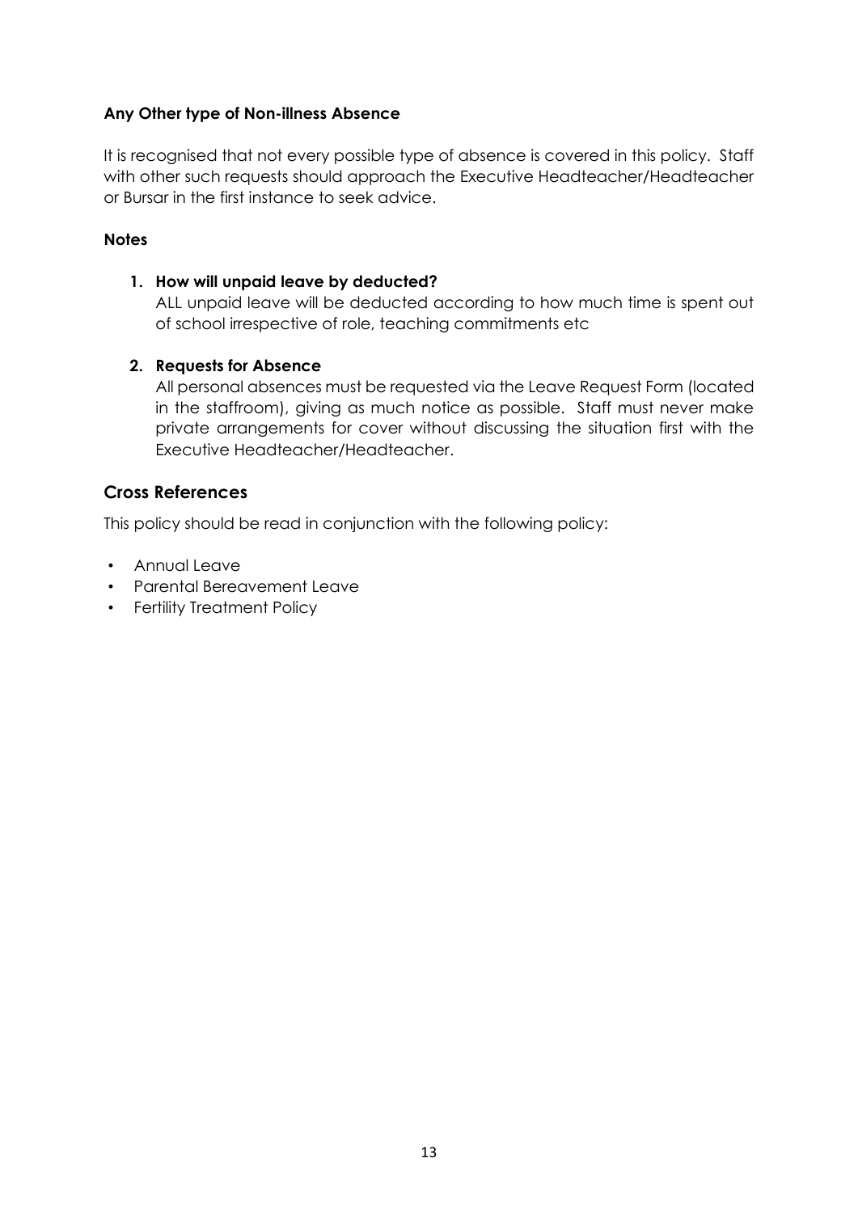**Any Other type of Non-illness Absence**

It is recognised that not every possible type of absence is covered in this policy. Staff with other such requests should approach the Executive Headteacher/Headteacher or Bursar in the first instance to seek advice.

**Notes**

1. **How will unpaid leave by deducted?**
   ALL unpaid leave will be deducted according to how much time is spent out of school irrespective of role, teaching commitments etc

2. **Requests for Absence**
   All personal absences must be requested via the Leave Request Form (located in the staffroom), giving as much notice as possible. Staff must never make private arrangements for cover without discussing the situation first with the Executive Headteacher/Headteacher.

## Cross References

This policy should be read in conjunction with the following policy:

- Annual Leave
- Parental Bereavement Leave
- Fertility Treatment Policy